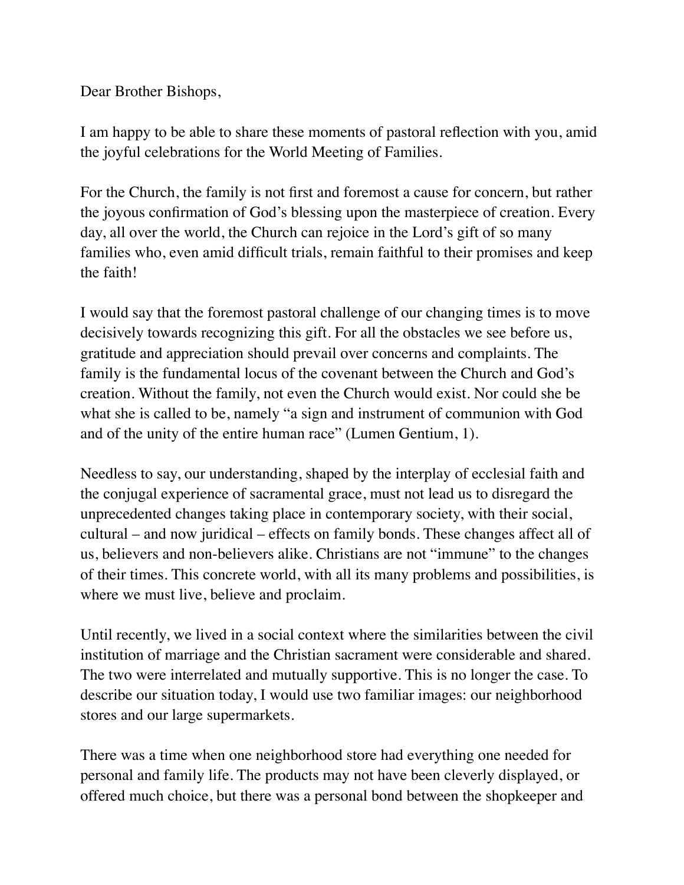Dear Brother Bishops,

I am happy to be able to share these moments of pastoral reflection with you, amid the joyful celebrations for the World Meeting of Families.

For the Church, the family is not first and foremost a cause for concern, but rather the joyous confirmation of God's blessing upon the masterpiece of creation. Every day, all over the world, the Church can rejoice in the Lord's gift of so many families who, even amid difficult trials, remain faithful to their promises and keep the faith!

I would say that the foremost pastoral challenge of our changing times is to move decisively towards recognizing this gift. For all the obstacles we see before us, gratitude and appreciation should prevail over concerns and complaints. The family is the fundamental locus of the covenant between the Church and God's creation. Without the family, not even the Church would exist. Nor could she be what she is called to be, namely "a sign and instrument of communion with God and of the unity of the entire human race" (Lumen Gentium, 1).

Needless to say, our understanding, shaped by the interplay of ecclesial faith and the conjugal experience of sacramental grace, must not lead us to disregard the unprecedented changes taking place in contemporary society, with their social, cultural – and now juridical – effects on family bonds. These changes affect all of us, believers and non-believers alike. Christians are not "immune" to the changes of their times. This concrete world, with all its many problems and possibilities, is where we must live, believe and proclaim.

Until recently, we lived in a social context where the similarities between the civil institution of marriage and the Christian sacrament were considerable and shared. The two were interrelated and mutually supportive. This is no longer the case. To describe our situation today, I would use two familiar images: our neighborhood stores and our large supermarkets.

There was a time when one neighborhood store had everything one needed for personal and family life. The products may not have been cleverly displayed, or offered much choice, but there was a personal bond between the shopkeeper and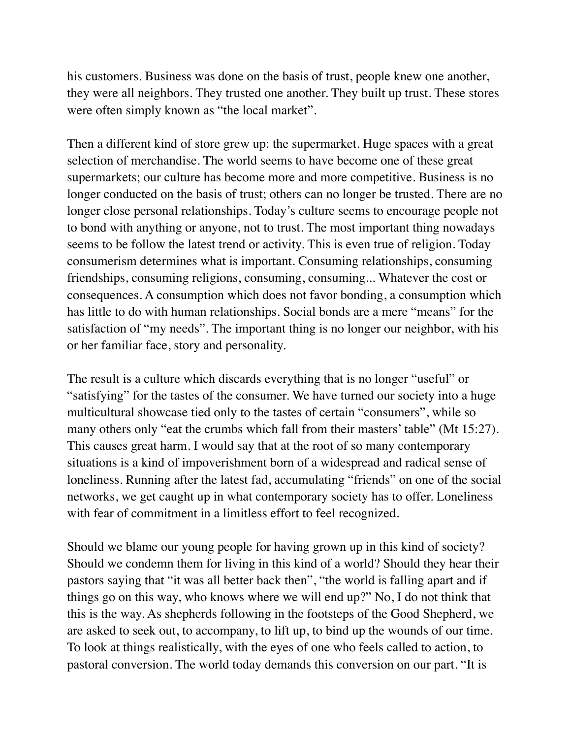his customers. Business was done on the basis of trust, people knew one another, they were all neighbors. They trusted one another. They built up trust. These stores were often simply known as "the local market".

Then a different kind of store grew up: the supermarket. Huge spaces with a great selection of merchandise. The world seems to have become one of these great supermarkets; our culture has become more and more competitive. Business is no longer conducted on the basis of trust; others can no longer be trusted. There are no longer close personal relationships. Today's culture seems to encourage people not to bond with anything or anyone, not to trust. The most important thing nowadays seems to be follow the latest trend or activity. This is even true of religion. Today consumerism determines what is important. Consuming relationships, consuming friendships, consuming religions, consuming, consuming... Whatever the cost or consequences. A consumption which does not favor bonding, a consumption which has little to do with human relationships. Social bonds are a mere "means" for the satisfaction of "my needs". The important thing is no longer our neighbor, with his or her familiar face, story and personality.

The result is a culture which discards everything that is no longer "useful" or "satisfying" for the tastes of the consumer. We have turned our society into a huge multicultural showcase tied only to the tastes of certain "consumers", while so many others only "eat the crumbs which fall from their masters' table" (Mt 15:27). This causes great harm. I would say that at the root of so many contemporary situations is a kind of impoverishment born of a widespread and radical sense of loneliness. Running after the latest fad, accumulating "friends" on one of the social networks, we get caught up in what contemporary society has to offer. Loneliness with fear of commitment in a limitless effort to feel recognized.

Should we blame our young people for having grown up in this kind of society? Should we condemn them for living in this kind of a world? Should they hear their pastors saying that "it was all better back then", "the world is falling apart and if things go on this way, who knows where we will end up?" No, I do not think that this is the way. As shepherds following in the footsteps of the Good Shepherd, we are asked to seek out, to accompany, to lift up, to bind up the wounds of our time. To look at things realistically, with the eyes of one who feels called to action, to pastoral conversion. The world today demands this conversion on our part. "It is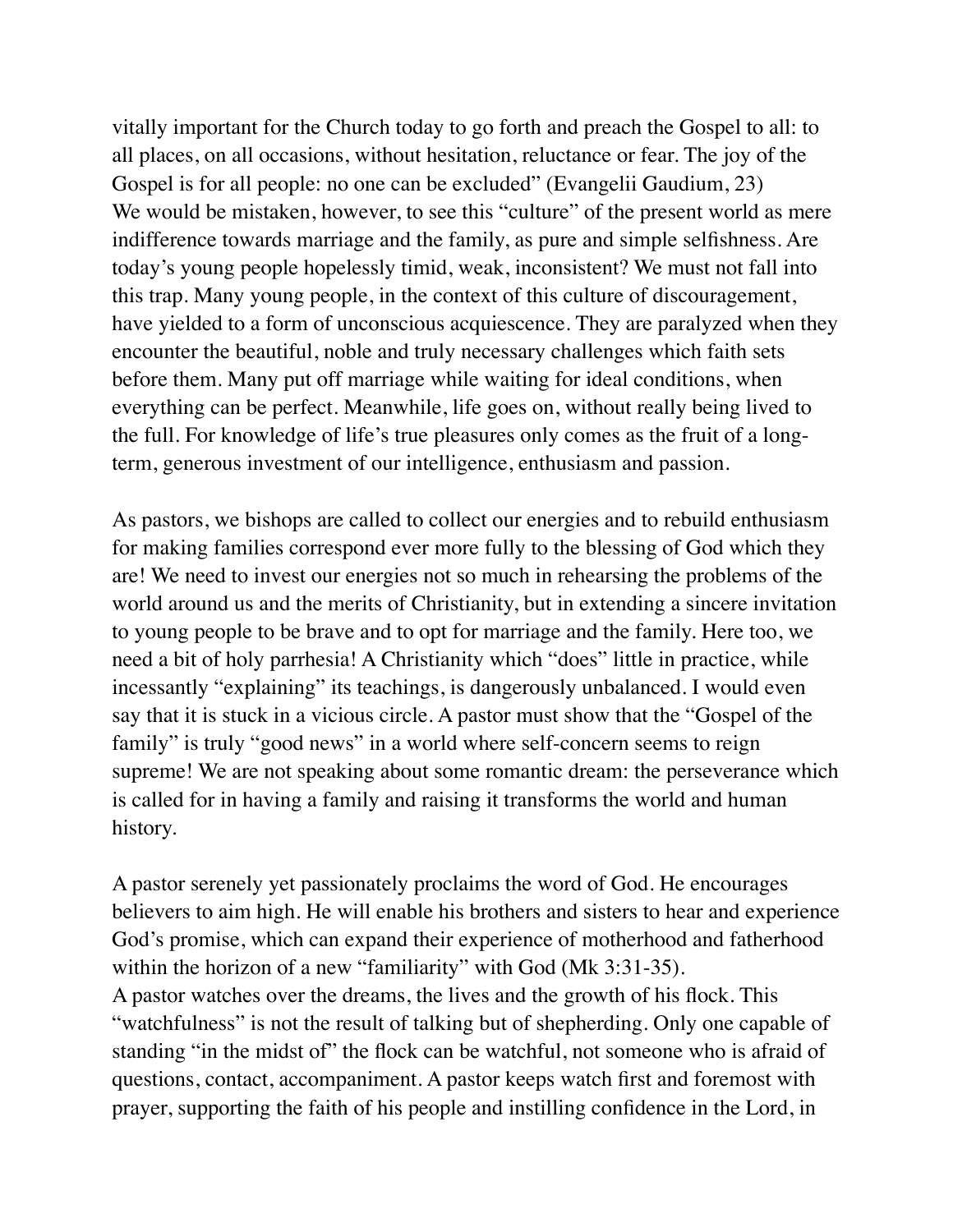vitally important for the Church today to go forth and preach the Gospel to all: to all places, on all occasions, without hesitation, reluctance or fear. The joy of the Gospel is for all people: no one can be excluded" (Evangelii Gaudium, 23)
We would be mistaken, however, to see this "culture" of the present world as mere indifference towards marriage and the family, as pure and simple selfishness. Are today's young people hopelessly timid, weak, inconsistent? We must not fall into this trap. Many young people, in the context of this culture of discouragement, have yielded to a form of unconscious acquiescence. They are paralyzed when they encounter the beautiful, noble and truly necessary challenges which faith sets before them. Many put off marriage while waiting for ideal conditions, when everything can be perfect. Meanwhile, life goes on, without really being lived to the full. For knowledge of life's true pleasures only comes as the fruit of a long-term, generous investment of our intelligence, enthusiasm and passion.

As pastors, we bishops are called to collect our energies and to rebuild enthusiasm for making families correspond ever more fully to the blessing of God which they are! We need to invest our energies not so much in rehearsing the problems of the world around us and the merits of Christianity, but in extending a sincere invitation to young people to be brave and to opt for marriage and the family. Here too, we need a bit of holy parrhesia! A Christianity which "does" little in practice, while incessantly "explaining" its teachings, is dangerously unbalanced. I would even say that it is stuck in a vicious circle. A pastor must show that the "Gospel of the family" is truly "good news" in a world where self-concern seems to reign supreme! We are not speaking about some romantic dream: the perseverance which is called for in having a family and raising it transforms the world and human history.

A pastor serenely yet passionately proclaims the word of God. He encourages believers to aim high. He will enable his brothers and sisters to hear and experience God's promise, which can expand their experience of motherhood and fatherhood within the horizon of a new "familiarity" with God (Mk 3:31-35).
A pastor watches over the dreams, the lives and the growth of his flock. This "watchfulness" is not the result of talking but of shepherding. Only one capable of standing "in the midst of" the flock can be watchful, not someone who is afraid of questions, contact, accompaniment. A pastor keeps watch first and foremost with prayer, supporting the faith of his people and instilling confidence in the Lord, in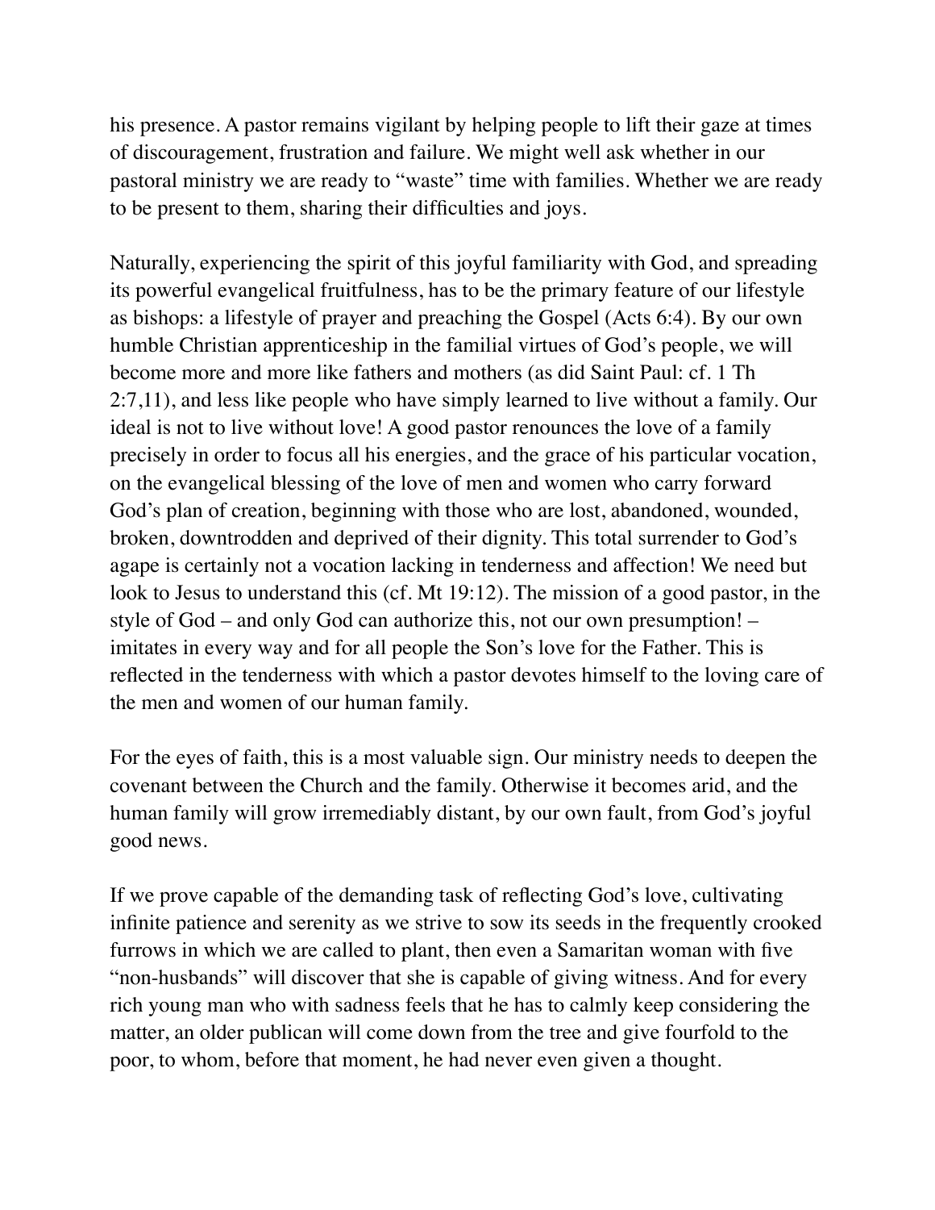his presence. A pastor remains vigilant by helping people to lift their gaze at times of discouragement, frustration and failure. We might well ask whether in our pastoral ministry we are ready to "waste" time with families. Whether we are ready to be present to them, sharing their difficulties and joys.

Naturally, experiencing the spirit of this joyful familiarity with God, and spreading its powerful evangelical fruitfulness, has to be the primary feature of our lifestyle as bishops: a lifestyle of prayer and preaching the Gospel (Acts 6:4). By our own humble Christian apprenticeship in the familial virtues of God's people, we will become more and more like fathers and mothers (as did Saint Paul: cf. 1 Th 2:7,11), and less like people who have simply learned to live without a family. Our ideal is not to live without love! A good pastor renounces the love of a family precisely in order to focus all his energies, and the grace of his particular vocation, on the evangelical blessing of the love of men and women who carry forward God's plan of creation, beginning with those who are lost, abandoned, wounded, broken, downtrodden and deprived of their dignity. This total surrender to God's agape is certainly not a vocation lacking in tenderness and affection! We need but look to Jesus to understand this (cf. Mt 19:12). The mission of a good pastor, in the style of God – and only God can authorize this, not our own presumption! – imitates in every way and for all people the Son's love for the Father. This is reflected in the tenderness with which a pastor devotes himself to the loving care of the men and women of our human family.

For the eyes of faith, this is a most valuable sign. Our ministry needs to deepen the covenant between the Church and the family. Otherwise it becomes arid, and the human family will grow irremediably distant, by our own fault, from God's joyful good news.

If we prove capable of the demanding task of reflecting God's love, cultivating infinite patience and serenity as we strive to sow its seeds in the frequently crooked furrows in which we are called to plant, then even a Samaritan woman with five "non-husbands" will discover that she is capable of giving witness. And for every rich young man who with sadness feels that he has to calmly keep considering the matter, an older publican will come down from the tree and give fourfold to the poor, to whom, before that moment, he had never even given a thought.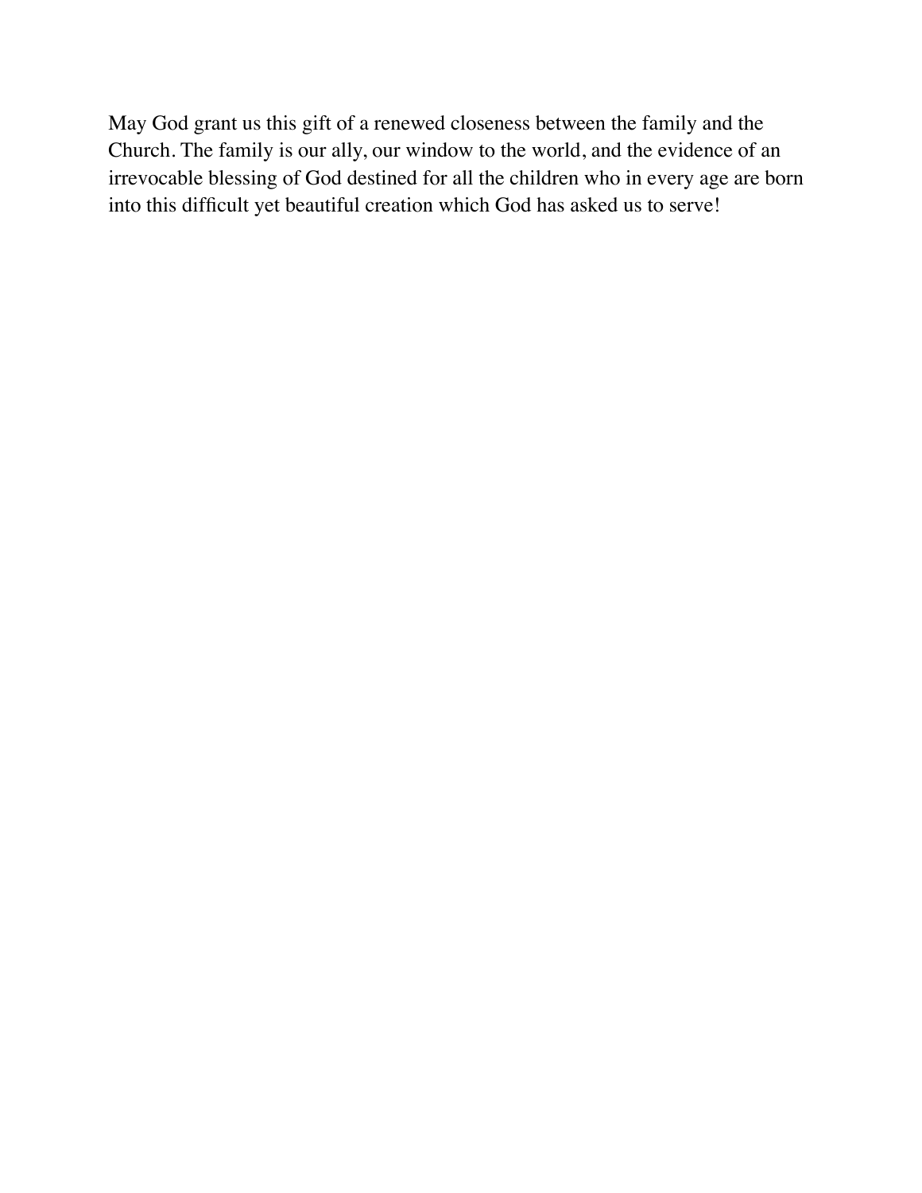May God grant us this gift of a renewed closeness between the family and the Church. The family is our ally, our window to the world, and the evidence of an irrevocable blessing of God destined for all the children who in every age are born into this difficult yet beautiful creation which God has asked us to serve!